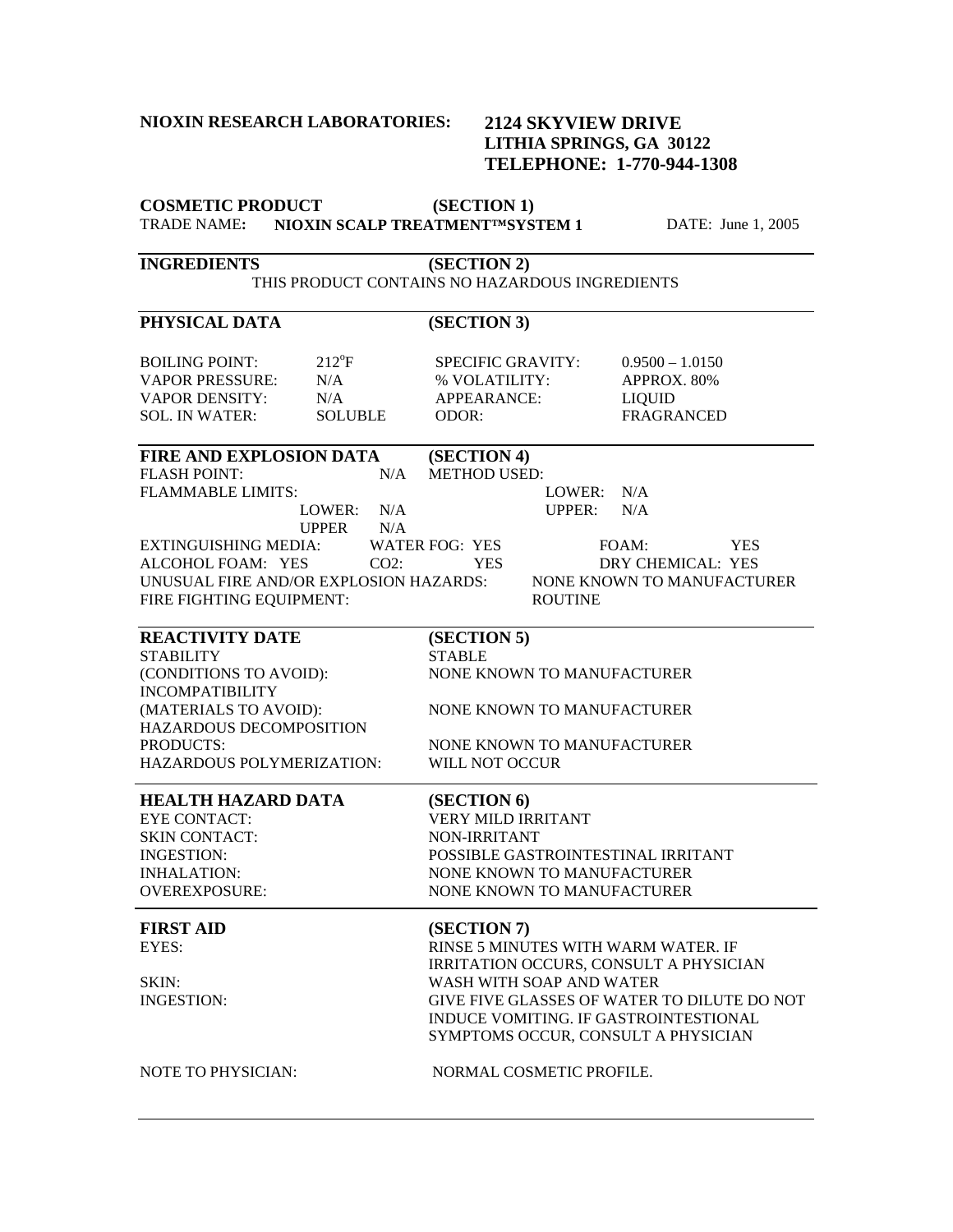**NIOXIN RESEARCH LABORATORIES:** **2124 SKYVIEW DRIVE**
**LITHIA SPRINGS, GA 30122**
**TELEPHONE: 1-770-944-1308**

## COSMETIC PRODUCT (SECTION 1)

TRADE NAME: **NIOXIN SCALP TREATMENT™SYSTEM 1** DATE: June 1, 2005

## INGREDIENTS (SECTION 2)

THIS PRODUCT CONTAINS NO HAZARDOUS INGREDIENTS

## PHYSICAL DATA (SECTION 3)

| | | | |
|---|---|---|---|
| BOILING POINT: | 212°F | SPECIFIC GRAVITY: | 0.9500 – 1.0150 |
| VAPOR PRESSURE: | N/A | % VOLATILITY: | APPROX. 80% |
| VAPOR DENSITY: | N/A | APPEARANCE: | LIQUID |
| SOL. IN WATER: | SOLUBLE | ODOR: | FRAGRANCED |

## FIRE AND EXPLOSION DATA (SECTION 4)

FLASH POINT: N/A METHOD USED:

FLAMMABLE LIMITS:
LOWER: N/A LOWER: N/A
UPPER N/A UPPER: N/A

EXTINGUISHING MEDIA: WATER FOG: YES FOAM: YES
ALCOHOL FOAM: YES $CO_2$: YES DRY CHEMICAL: YES

UNUSUAL FIRE AND/OR EXPLOSION HAZARDS: NONE KNOWN TO MANUFACTURER

FIRE FIGHTING EQUIPMENT: ROUTINE

## REACTIVITY DATE (SECTION 5)

| | |
|---|---|
| STABILITY | STABLE |
| (CONDITIONS TO AVOID): | NONE KNOWN TO MANUFACTURER |
| INCOMPATIBILITY (MATERIALS TO AVOID): | NONE KNOWN TO MANUFACTURER |
| HAZARDOUS DECOMPOSITION PRODUCTS: | NONE KNOWN TO MANUFACTURER |
| HAZARDOUS POLYMERIZATION: | WILL NOT OCCUR |

## HEALTH HAZARD DATA (SECTION 6)

| | |
|---|---|
| EYE CONTACT: | VERY MILD IRRITANT |
| SKIN CONTACT: | NON-IRRITANT |
| INGESTION: | POSSIBLE GASTROINTESTINAL IRRITANT |
| INHALATION: | NONE KNOWN TO MANUFACTURER |
| OVEREXPOSURE: | NONE KNOWN TO MANUFACTURER |

## FIRST AID (SECTION 7)

| | |
|---|---|
| EYES: | RINSE 5 MINUTES WITH WARM WATER. IF IRRITATION OCCURS, CONSULT A PHYSICIAN |
| SKIN: | WASH WITH SOAP AND WATER |
| INGESTION: | GIVE FIVE GLASSES OF WATER TO DILUTE DO NOT INDUCE VOMITING. IF GASTROINTESTIONAL SYMPTOMS OCCUR, CONSULT A PHYSICIAN |

NOTE TO PHYSICIAN: NORMAL COSMETIC PROFILE.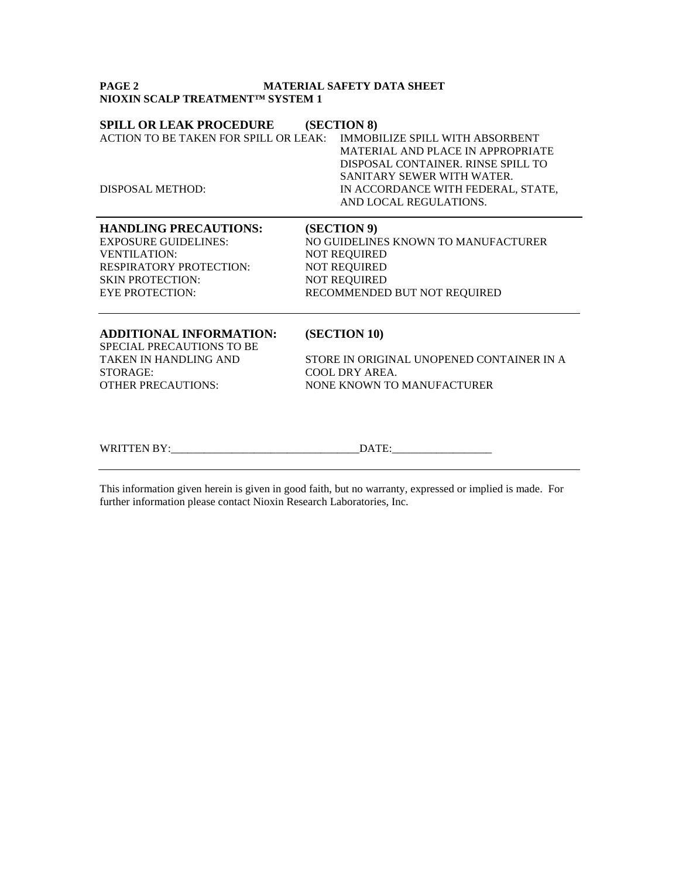## SPILL OR LEAK PROCEDURE (SECTION 8)

| | |
|---|---|
| ACTION TO BE TAKEN FOR SPILL OR LEAK: | IMMOBILIZE SPILL WITH ABSORBENT MATERIAL AND PLACE IN APPROPRIATE DISPOSAL CONTAINER. RINSE SPILL TO SANITARY SEWER WITH WATER. |
| DISPOSAL METHOD: | IN ACCORDANCE WITH FEDERAL, STATE, AND LOCAL REGULATIONS. |

## HANDLING PRECAUTIONS: (SECTION 9)

| | |
|---|---|
| EXPOSURE GUIDELINES: | NO GUIDELINES KNOWN TO MANUFACTURER |
| VENTILATION: | NOT REQUIRED |
| RESPIRATORY PROTECTION: | NOT REQUIRED |
| SKIN PROTECTION: | NOT REQUIRED |
| EYE PROTECTION: | RECOMMENDED BUT NOT REQUIRED |

## ADDITIONAL INFORMATION: (SECTION 10)

| | |
|---|---|
| SPECIAL PRECAUTIONS TO BE TAKEN IN HANDLING AND STORAGE: | STORE IN ORIGINAL UNOPENED CONTAINER IN A COOL DRY AREA. |
| OTHER PRECAUTIONS: | NONE KNOWN TO MANUFACTURER |

WRITTEN BY:________________________________DATE:_________________

This information given herein is given in good faith, but no warranty, expressed or implied is made. For further information please contact Nioxin Research Laboratories, Inc.